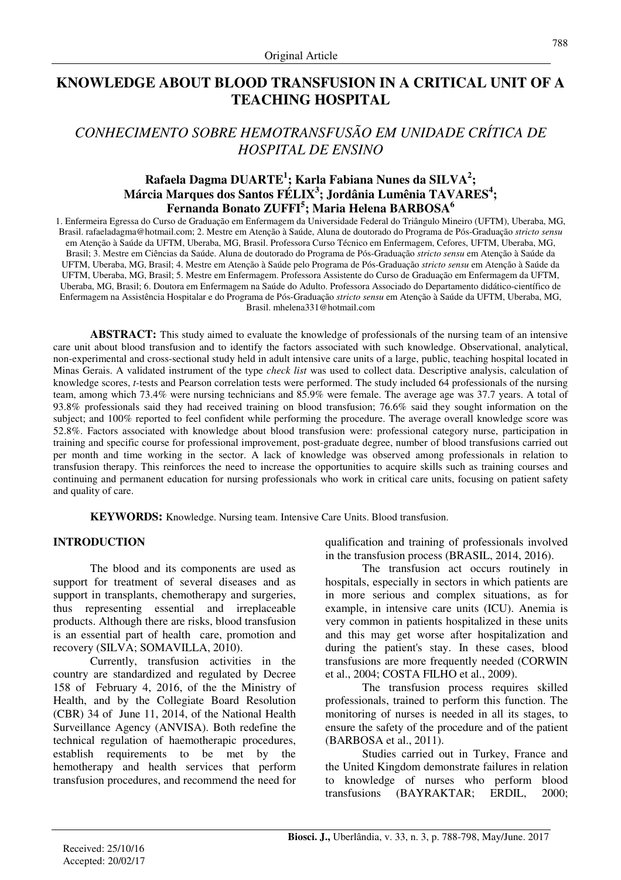Original Article

# KNOWLEDGE ABOUT BLOOD TRANSFUSION IN A CRITICAL UNIT OF A TEACHING HOSPITAL

## *CONHECIMENTO SOBRE HEMOTRANSFUSÃO EM UNIDADE CRÍTICA DE HOSPITAL DE ENSINO*

**Rafaela Dagma DUARTE[1]; Karla Fabiana Nunes da SILVA[2]; Márcia Marques dos Santos FÉLIX[3]; Jordânia Lumênia TAVARES[4]; Fernanda Bonato ZUFFI[5]; Maria Helena BARBOSA[6]**

1. Enfermeira Egressa do Curso de Graduação em Enfermagem da Universidade Federal do Triângulo Mineiro (UFTM), Uberaba, MG, Brasil. rafaeladagma@hotmail.com; 2. Mestre em Atenção à Saúde, Aluna de doutorado do Programa de Pós-Graduação *stricto sensu* em Atenção à Saúde da UFTM, Uberaba, MG, Brasil. Professora Curso Técnico em Enfermagem, Cefores, UFTM, Uberaba, MG, Brasil; 3. Mestre em Ciências da Saúde. Aluna de doutorado do Programa de Pós-Graduação *stricto sensu* em Atenção à Saúde da UFTM, Uberaba, MG, Brasil; 4. Mestre em Atenção à Saúde pelo Programa de Pós-Graduação *stricto sensu* em Atenção à Saúde da UFTM, Uberaba, MG, Brasil; 5. Mestre em Enfermagem. Professora Assistente do Curso de Graduação em Enfermagem da UFTM, Uberaba, MG, Brasil; 6. Doutora em Enfermagem na Saúde do Adulto. Professora Associado do Departamento didático-científico de Enfermagem na Assistência Hospitalar e do Programa de Pós-Graduação *stricto sensu* em Atenção à Saúde da UFTM, Uberaba, MG, Brasil. mhelena331@hotmail.com

**ABSTRACT:** This study aimed to evaluate the knowledge of professionals of the nursing team of an intensive care unit about blood transfusion and to identify the factors associated with such knowledge. Observational, analytical, non-experimental and cross-sectional study held in adult intensive care units of a large, public, teaching hospital located in Minas Gerais. A validated instrument of the type *check list* was used to collect data. Descriptive analysis, calculation of knowledge scores, *t*-tests and Pearson correlation tests were performed. The study included 64 professionals of the nursing team, among which 73.4% were nursing technicians and 85.9% were female. The average age was 37.7 years. A total of 93.8% professionals said they had received training on blood transfusion; 76.6% said they sought information on the subject; and 100% reported to feel confident while performing the procedure. The average overall knowledge score was 52.8%. Factors associated with knowledge about blood transfusion were: professional category nurse, participation in training and specific course for professional improvement, post-graduate degree, number of blood transfusions carried out per month and time working in the sector. A lack of knowledge was observed among professionals in relation to transfusion therapy. This reinforces the need to increase the opportunities to acquire skills such as training courses and continuing and permanent education for nursing professionals who work in critical care units, focusing on patient safety and quality of care.

**KEYWORDS:** Knowledge. Nursing team. Intensive Care Units. Blood transfusion.

## INTRODUCTION

The blood and its components are used as support for treatment of several diseases and as support in transplants, chemotherapy and surgeries, thus representing essential and irreplaceable products. Although there are risks, blood transfusion is an essential part of health care, promotion and recovery (SILVA; SOMAVILLA, 2010).

Currently, transfusion activities in the country are standardized and regulated by Decree 158 of February 4, 2016, of the the Ministry of Health, and by the Collegiate Board Resolution (CBR) 34 of June 11, 2014, of the National Health Surveillance Agency (ANVISA). Both redefine the technical regulation of haemotherapic procedures, establish requirements to be met by the hemotherapy and health services that perform transfusion procedures, and recommend the need for qualification and training of professionals involved in the transfusion process (BRASIL, 2014, 2016).

The transfusion act occurs routinely in hospitals, especially in sectors in which patients are in more serious and complex situations, as for example, in intensive care units (ICU). Anemia is very common in patients hospitalized in these units and this may get worse after hospitalization and during the patient's stay. In these cases, blood transfusions are more frequently needed (CORWIN et al., 2004; COSTA FILHO et al., 2009).

The transfusion process requires skilled professionals, trained to perform this function. The monitoring of nurses is needed in all its stages, to ensure the safety of the procedure and of the patient (BARBOSA et al., 2011).

Studies carried out in Turkey, France and the United Kingdom demonstrate failures in relation to knowledge of nurses who perform blood transfusions (BAYRAKTAR; ERDIL, 2000;

Received: 25/10/16
Accepted: 20/02/17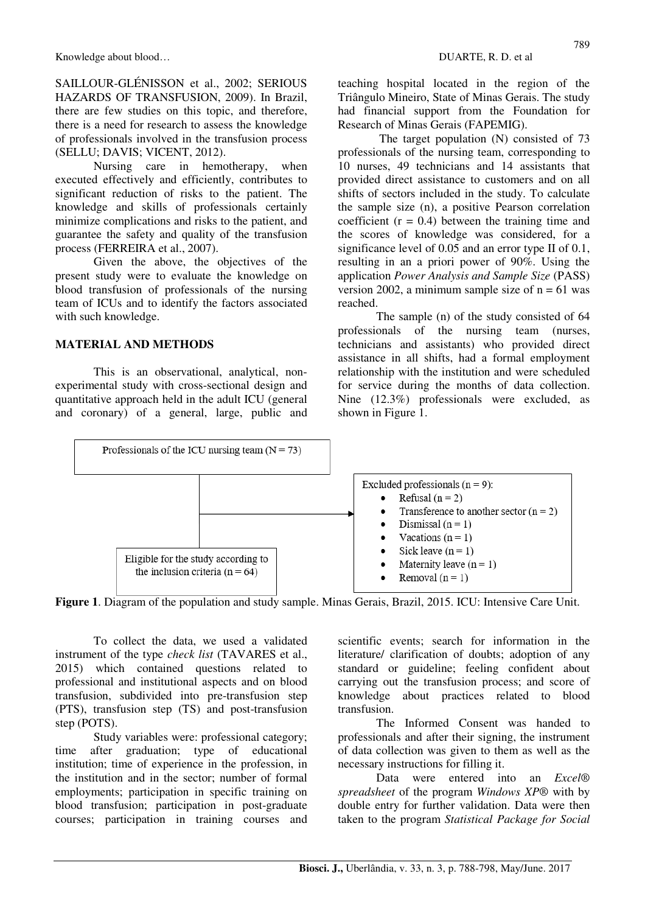SAILLOUR-GLÉNISSON et al., 2002; SERIOUS HAZARDS OF TRANSFUSION, 2009). In Brazil, there are few studies on this topic, and therefore, there is a need for research to assess the knowledge of professionals involved in the transfusion process (SELLU; DAVIS; VICENT, 2012).

Nursing care in hemotherapy, when executed effectively and efficiently, contributes to significant reduction of risks to the patient. The knowledge and skills of professionals certainly minimize complications and risks to the patient, and guarantee the safety and quality of the transfusion process (FERREIRA et al., 2007).

Given the above, the objectives of the present study were to evaluate the knowledge on blood transfusion of professionals of the nursing team of ICUs and to identify the factors associated with such knowledge.

## MATERIAL AND METHODS

This is an observational, analytical, non-experimental study with cross-sectional design and quantitative approach held in the adult ICU (general and coronary) of a general, large, public and teaching hospital located in the region of the Triângulo Mineiro, State of Minas Gerais. The study had financial support from the Foundation for Research of Minas Gerais (FAPEMIG).

The target population (N) consisted of 73 professionals of the nursing team, corresponding to 10 nurses, 49 technicians and 14 assistants that provided direct assistance to customers and on all shifts of sectors included in the study. To calculate the sample size (n), a positive Pearson correlation coefficient ($r = 0.4$) between the training time and the scores of knowledge was considered, for a significance level of 0.05 and an error type II of 0.1, resulting in an a priori power of 90%. Using the application *Power Analysis and Sample Size* (PASS) version 2002, a minimum sample size of $n = 61$ was reached.

The sample (n) of the study consisted of 64 professionals of the nursing team (nurses, technicians and assistants) who provided direct assistance in all shifts, had a formal employment relationship with the institution and were scheduled for service during the months of data collection. Nine (12.3%) professionals were excluded, as shown in Figure 1.

Professionals of the ICU nursing team (N = 73)

Excluded professionals (n = 9):
- Refusal (n = 2)
- Transference to another sector (n = 2)
- Dismissal (n = 1)
- Vacations (n = 1)
- Sick leave (n = 1)
- Maternity leave (n = 1)
- Removal (n = 1)

Eligible for the study according to the inclusion criteria (n = 64)

**Figure 1**. Diagram of the population and study sample. Minas Gerais, Brazil, 2015. ICU: Intensive Care Unit.

To collect the data, we used a validated instrument of the type *check list* (TAVARES et al., 2015) which contained questions related to professional and institutional aspects and on blood transfusion, subdivided into pre-transfusion step (PTS), transfusion step (TS) and post-transfusion step (POTS).

Study variables were: professional category; time after graduation; type of educational institution; time of experience in the profession, in the institution and in the sector; number of formal employments; participation in specific training on blood transfusion; participation in post-graduate courses; participation in training courses and scientific events; search for information in the literature/ clarification of doubts; adoption of any standard or guideline; feeling confident about carrying out the transfusion process; and score of knowledge about practices related to blood transfusion.

The Informed Consent was handed to professionals and after their signing, the instrument of data collection was given to them as well as the necessary instructions for filling it.

Data were entered into an *Excel® spreadsheet* of the program *Windows XP®* with by double entry for further validation. Data were then taken to the program *Statistical Package for Social*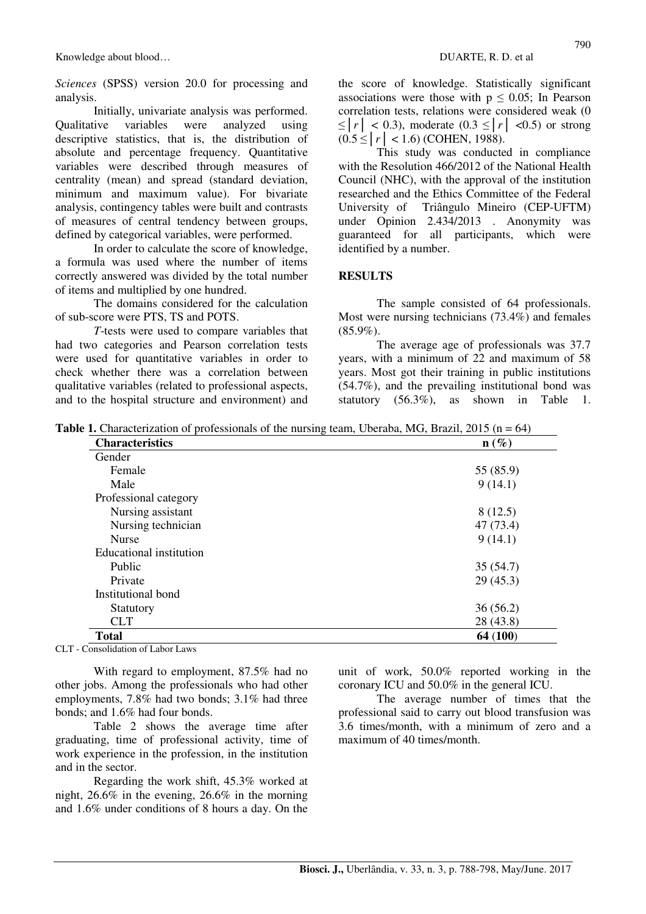*Sciences* (SPSS) version 20.0 for processing and analysis.

Initially, univariate analysis was performed. Qualitative variables were analyzed using descriptive statistics, that is, the distribution of absolute and percentage frequency. Quantitative variables were described through measures of centrality (mean) and spread (standard deviation, minimum and maximum value). For bivariate analysis, contingency tables were built and contrasts of measures of central tendency between groups, defined by categorical variables, were performed.

In order to calculate the score of knowledge, a formula was used where the number of items correctly answered was divided by the total number of items and multiplied by one hundred.

The domains considered for the calculation of sub-score were PTS, TS and POTS.

*T*-tests were used to compare variables that had two categories and Pearson correlation tests were used for quantitative variables in order to check whether there was a correlation between qualitative variables (related to professional aspects, and to the hospital structure and environment) and the score of knowledge. Statistically significant associations were those with $p \leq 0.05$; In Pearson correlation tests, relations were considered weak ($0 \leq |r| < 0.3$), moderate ($0.3 \leq |r| < 0.5$) or strong ($0.5 \leq |r| < 1.6$) (COHEN, 1988).

This study was conducted in compliance with the Resolution 466/2012 of the National Health Council (NHC), with the approval of the institution researched and the Ethics Committee of the Federal University of Triângulo Mineiro (CEP-UFTM) under Opinion 2.434/2013 . Anonymity was guaranteed for all participants, which were identified by a number.

## RESULTS

The sample consisted of 64 professionals. Most were nursing technicians (73.4%) and females (85.9%).

The average age of professionals was 37.7 years, with a minimum of 22 and maximum of 58 years. Most got their training in public institutions (54.7%), and the prevailing institutional bond was statutory (56.3%), as shown in Table 1.

**Table 1.** Characterization of professionals of the nursing team, Uberaba, MG, Brazil, 2015 (n = 64)

| **Characteristics** | **n (%)** |
|---|---|
| Gender | |
| Female | 55 (85.9) |
| Male | 9 (14.1) |
| Professional category | |
| Nursing assistant | 8 (12.5) |
| Nursing technician | 47 (73.4) |
| Nurse | 9 (14.1) |
| Educational institution | |
| Public | 35 (54.7) |
| Private | 29 (45.3) |
| Institutional bond | |
| Statutory | 36 (56.2) |
| CLT | 28 (43.8) |
| **Total** | **64 (100)** |

CLT - Consolidation of Labor Laws

With regard to employment, 87.5% had no other jobs. Among the professionals who had other employments, 7.8% had two bonds; 3.1% had three bonds; and 1.6% had four bonds.

Table 2 shows the average time after graduating, time of professional activity, time of work experience in the profession, in the institution and in the sector.

Regarding the work shift, 45.3% worked at night, 26.6% in the evening, 26.6% in the morning and 1.6% under conditions of 8 hours a day. On the unit of work, 50.0% reported working in the coronary ICU and 50.0% in the general ICU.

The average number of times that the professional said to carry out blood transfusion was 3.6 times/month, with a minimum of zero and a maximum of 40 times/month.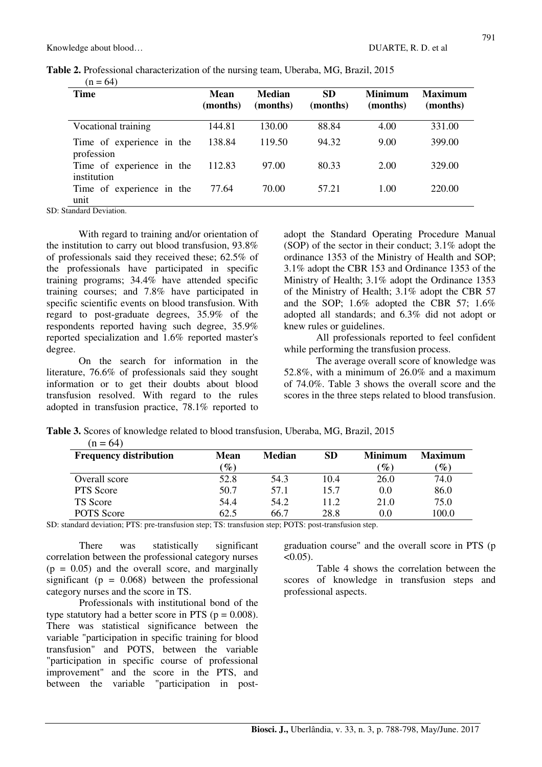**Table 2.** Professional characterization of the nursing team, Uberaba, MG, Brazil, 2015 (n = 64)

| Time | Mean (months) | Median (months) | SD (months) | Minimum (months) | Maximum (months) |
|---|---|---|---|---|---|
| Vocational training | 144.81 | 130.00 | 88.84 | 4.00 | 331.00 |
| Time of experience in the profession | 138.84 | 119.50 | 94.32 | 9.00 | 399.00 |
| Time of experience in the institution | 112.83 | 97.00 | 80.33 | 2.00 | 329.00 |
| Time of experience in the unit | 77.64 | 70.00 | 57.21 | 1.00 | 220.00 |

SD: Standard Deviation.

With regard to training and/or orientation of the institution to carry out blood transfusion, 93.8% of professionals said they received these; 62.5% of the professionals have participated in specific training programs; 34.4% have attended specific training courses; and 7.8% have participated in specific scientific events on blood transfusion. With regard to post-graduate degrees, 35.9% of the respondents reported having such degree, 35.9% reported specialization and 1.6% reported master's degree.

On the search for information in the literature, 76.6% of professionals said they sought information or to get their doubts about blood transfusion resolved. With regard to the rules adopted in transfusion practice, 78.1% reported to adopt the Standard Operating Procedure Manual (SOP) of the sector in their conduct; 3.1% adopt the ordinance 1353 of the Ministry of Health and SOP; 3.1% adopt the CBR 153 and Ordinance 1353 of the Ministry of Health; 3.1% adopt the Ordinance 1353 of the Ministry of Health; 3.1% adopt the CBR 57 and the SOP; 1.6% adopted the CBR 57; 1.6% adopted all standards; and 6.3% did not adopt or knew rules or guidelines.

All professionals reported to feel confident while performing the transfusion process.

The average overall score of knowledge was 52.8%, with a minimum of 26.0% and a maximum of 74.0%. Table 3 shows the overall score and the scores in the three steps related to blood transfusion.

**Table 3.** Scores of knowledge related to blood transfusion, Uberaba, MG, Brazil, 2015 (n = 64)

| Frequency distribution | Mean (%) | Median | SD | Minimum (%) | Maximum (%) |
|---|---|---|---|---|---|
| Overall score | 52.8 | 54.3 | 10.4 | 26.0 | 74.0 |
| PTS Score | 50.7 | 57.1 | 15.7 | 0.0 | 86.0 |
| TS Score | 54.4 | 54.2 | 11.2 | 21.0 | 75.0 |
| POTS Score | 62.5 | 66.7 | 28.8 | 0.0 | 100.0 |

SD: standard deviation; PTS: pre-transfusion step; TS: transfusion step; POTS: post-transfusion step.

There was statistically significant correlation between the professional category nurses ($p = 0.05$) and the overall score, and marginally significant ($p = 0.068$) between the professional category nurses and the score in TS.

Professionals with institutional bond of the type statutory had a better score in PTS ($p = 0.008$). There was statistical significance between the variable "participation in specific training for blood transfusion" and POTS, between the variable "participation in specific course of professional improvement" and the score in the PTS, and between the variable "participation in post-graduation course" and the overall score in PTS ($p < 0.05$).

Table 4 shows the correlation between the scores of knowledge in transfusion steps and professional aspects.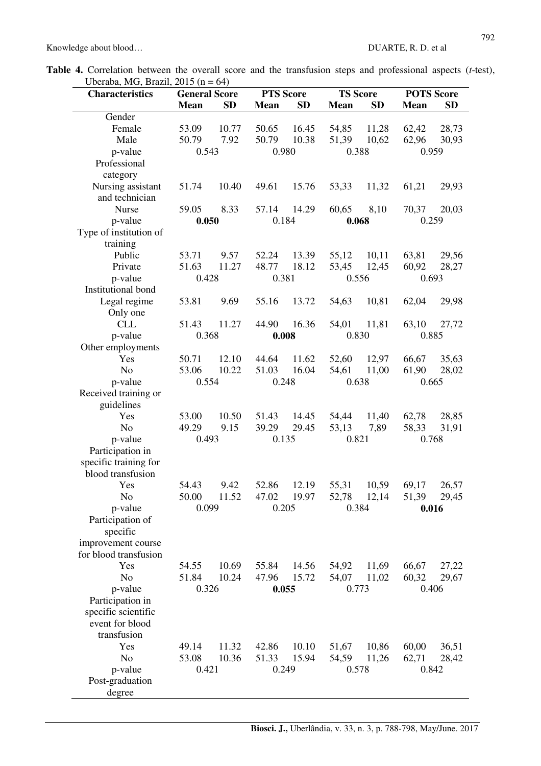**Table 4.** Correlation between the overall score and the transfusion steps and professional aspects (*t*-test), Uberaba, MG, Brazil, 2015 (n = 64)

| Characteristics | General Score | | PTS Score | | TS Score | | POTS Score | |
|---|---|---|---|---|---|---|---|---|
| | **Mean** | **SD** | **Mean** | **SD** | **Mean** | **SD** | **Mean** | **SD** |
| Gender | | | | | | | | |
| Female | 53.09 | 10.77 | 50.65 | 16.45 | 54,85 | 11,28 | 62,42 | 28,73 |
| Male | 50.79 | 7.92 | 50.79 | 10.38 | 51,39 | 10,62 | 62,96 | 30,93 |
| p-value | 0.543 | | 0.980 | | 0.388 | | 0.959 | |
| Professional category | | | | | | | | |
| Nursing assistant and technician | 51.74 | 10.40 | 49.61 | 15.76 | 53,33 | 11,32 | 61,21 | 29,93 |
| Nurse | 59.05 | 8.33 | 57.14 | 14.29 | 60,65 | 8,10 | 70,37 | 20,03 |
| p-value | **0.050** | | 0.184 | | **0.068** | | 0.259 | |
| Type of institution of training | | | | | | | | |
| Public | 53.71 | 9.57 | 52.24 | 13.39 | 55,12 | 10,11 | 63,81 | 29,56 |
| Private | 51.63 | 11.27 | 48.77 | 18.12 | 53,45 | 12,45 | 60,92 | 28,27 |
| p-value | 0.428 | | 0.381 | | 0.556 | | 0.693 | |
| Institutional bond | | | | | | | | |
| Legal regime Only one | 53.81 | 9.69 | 55.16 | 13.72 | 54,63 | 10,81 | 62,04 | 29,98 |
| CLL | 51.43 | 11.27 | 44.90 | 16.36 | 54,01 | 11,81 | 63,10 | 27,72 |
| p-value | 0.368 | | **0.008** | | 0.830 | | 0.885 | |
| Other employments | | | | | | | | |
| Yes | 50.71 | 12.10 | 44.64 | 11.62 | 52,60 | 12,97 | 66,67 | 35,63 |
| No | 53.06 | 10.22 | 51.03 | 16.04 | 54,61 | 11,00 | 61,90 | 28,02 |
| p-value | 0.554 | | 0.248 | | 0.638 | | 0.665 | |
| Received training or guidelines | | | | | | | | |
| Yes | 53.00 | 10.50 | 51.43 | 14.45 | 54,44 | 11,40 | 62,78 | 28,85 |
| No | 49.29 | 9.15 | 39.29 | 29.45 | 53,13 | 7,89 | 58,33 | 31,91 |
| p-value | 0.493 | | 0.135 | | 0.821 | | 0.768 | |
| Participation in specific training for blood transfusion | | | | | | | | |
| Yes | 54.43 | 9.42 | 52.86 | 12.19 | 55,31 | 10,59 | 69,17 | 26,57 |
| No | 50.00 | 11.52 | 47.02 | 19.97 | 52,78 | 12,14 | 51,39 | 29,45 |
| p-value | 0.099 | | 0.205 | | 0.384 | | **0.016** | |
| Participation of specific improvement course for blood transfusion | | | | | | | | |
| Yes | 54.55 | 10.69 | 55.84 | 14.56 | 54,92 | 11,69 | 66,67 | 27,22 |
| No | 51.84 | 10.24 | 47.96 | 15.72 | 54,07 | 11,02 | 60,32 | 29,67 |
| p-value | 0.326 | | **0.055** | | 0.773 | | 0.406 | |
| Participation in specific scientific event for blood transfusion | | | | | | | | |
| Yes | 49.14 | 11.32 | 42.86 | 10.10 | 51,67 | 10,86 | 60,00 | 36,51 |
| No | 53.08 | 10.36 | 51.33 | 15.94 | 54,59 | 11,26 | 62,71 | 28,42 |
| p-value | 0.421 | | 0.249 | | 0.578 | | 0.842 | |
| Post-graduation degree | | | | | | | | |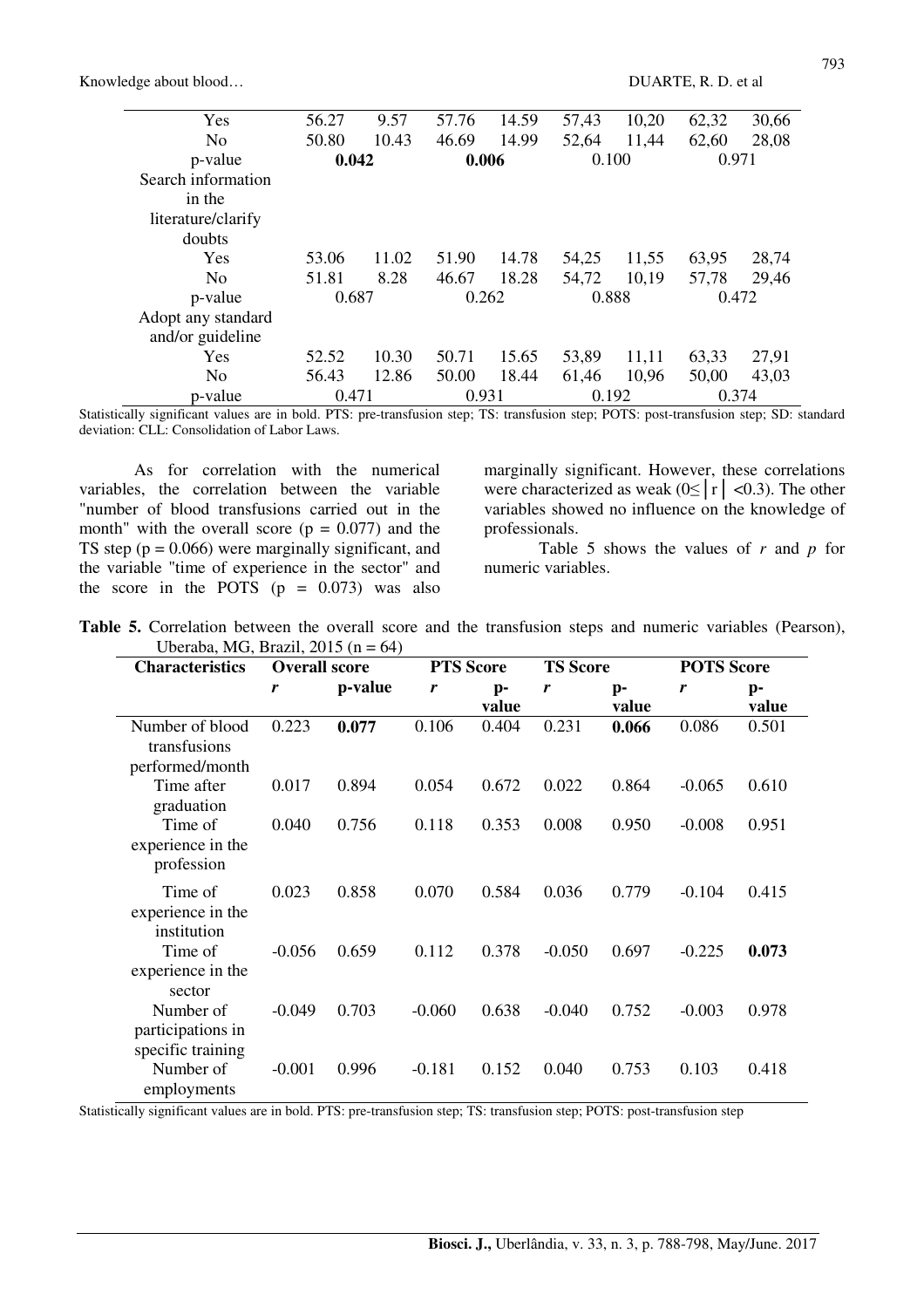| | | | | | | | | |
|---|---|---|---|---|---|---|---|---|
| Yes | 56.27 | 9.57 | 57.76 | 14.59 | 57,43 | 10,20 | 62,32 | 30,66 |
| No | 50.80 | 10.43 | 46.69 | 14.99 | 52,64 | 11,44 | 62,60 | 28,08 |
| p-value | **0.042** | | **0.006** | | 0.100 | | 0.971 | |
| Search information in the literature/clarify doubts | | | | | | | | |
| Yes | 53.06 | 11.02 | 51.90 | 14.78 | 54,25 | 11,55 | 63,95 | 28,74 |
| No | 51.81 | 8.28 | 46.67 | 18.28 | 54,72 | 10,19 | 57,78 | 29,46 |
| p-value | 0.687 | | 0.262 | | 0.888 | | 0.472 | |
| Adopt any standard and/or guideline | | | | | | | | |
| Yes | 52.52 | 10.30 | 50.71 | 15.65 | 53,89 | 11,11 | 63,33 | 27,91 |
| No | 56.43 | 12.86 | 50.00 | 18.44 | 61,46 | 10,96 | 50,00 | 43,03 |
| p-value | 0.471 | | 0.931 | | 0.192 | | 0.374 | |

Statistically significant values are in bold. PTS: pre-transfusion step; TS: transfusion step; POTS: post-transfusion step; SD: standard deviation: CLL: Consolidation of Labor Laws.

As for correlation with the numerical variables, the correlation between the variable "number of blood transfusions carried out in the month" with the overall score ($p = 0.077$) and the TS step ($p = 0.066$) were marginally significant, and the variable "time of experience in the sector" and the score in the POTS ($p = 0.073$) was also marginally significant. However, these correlations were characterized as weak ($0 \leq |r| < 0.3$). The other variables showed no influence on the knowledge of professionals.

Table 5 shows the values of *r* and *p* for numeric variables.

**Table 5.** Correlation between the overall score and the transfusion steps and numeric variables (Pearson), Uberaba, MG, Brazil, 2015 (n = 64)

| Characteristics | Overall score | | PTS Score | | TS Score | | POTS Score | |
|---|---|---|---|---|---|---|---|---|
| | *r* | p-value | *r* | p-value | *r* | p-value | *r* | p-value |
| Number of blood transfusions performed/month | 0.223 | **0.077** | 0.106 | 0.404 | 0.231 | **0.066** | 0.086 | 0.501 |
| Time after graduation | 0.017 | 0.894 | 0.054 | 0.672 | 0.022 | 0.864 | -0.065 | 0.610 |
| Time of experience in the profession | 0.040 | 0.756 | 0.118 | 0.353 | 0.008 | 0.950 | -0.008 | 0.951 |
| Time of experience in the institution | 0.023 | 0.858 | 0.070 | 0.584 | 0.036 | 0.779 | -0.104 | 0.415 |
| Time of experience in the sector | -0.056 | 0.659 | 0.112 | 0.378 | -0.050 | 0.697 | -0.225 | **0.073** |
| Number of participations in specific training | -0.049 | 0.703 | -0.060 | 0.638 | -0.040 | 0.752 | -0.003 | 0.978 |
| Number of employments | -0.001 | 0.996 | -0.181 | 0.152 | 0.040 | 0.753 | 0.103 | 0.418 |

Statistically significant values are in bold. PTS: pre-transfusion step; TS: transfusion step; POTS: post-transfusion step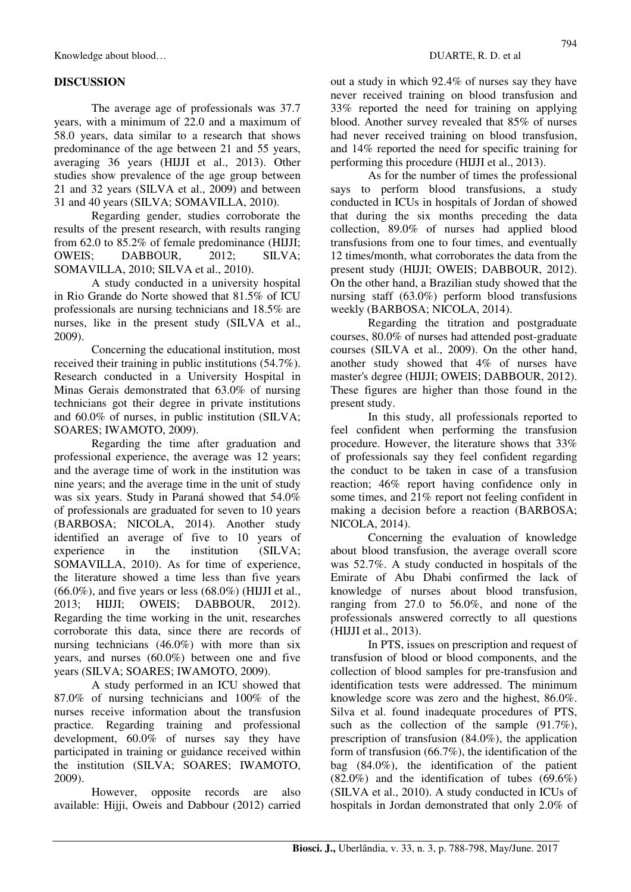## DISCUSSION

The average age of professionals was 37.7 years, with a minimum of 22.0 and a maximum of 58.0 years, data similar to a research that shows predominance of the age between 21 and 55 years, averaging 36 years (HIJJI et al., 2013). Other studies show prevalence of the age group between 21 and 32 years (SILVA et al., 2009) and between 31 and 40 years (SILVA; SOMAVILLA, 2010).

Regarding gender, studies corroborate the results of the present research, with results ranging from 62.0 to 85.2% of female predominance (HIJJI; OWEIS; DABBOUR, 2012; SILVA; SOMAVILLA, 2010; SILVA et al., 2010).

A study conducted in a university hospital in Rio Grande do Norte showed that 81.5% of ICU professionals are nursing technicians and 18.5% are nurses, like in the present study (SILVA et al., 2009).

Concerning the educational institution, most received their training in public institutions (54.7%). Research conducted in a University Hospital in Minas Gerais demonstrated that 63.0% of nursing technicians got their degree in private institutions and 60.0% of nurses, in public institution (SILVA; SOARES; IWAMOTO, 2009).

Regarding the time after graduation and professional experience, the average was 12 years; and the average time of work in the institution was nine years; and the average time in the unit of study was six years. Study in Paraná showed that 54.0% of professionals are graduated for seven to 10 years (BARBOSA; NICOLA, 2014). Another study identified an average of five to 10 years of experience in the institution (SILVA; SOMAVILLA, 2010). As for time of experience, the literature showed a time less than five years (66.0%), and five years or less (68.0%) (HIJJI et al., 2013; HIJJI; OWEIS; DABBOUR, 2012). Regarding the time working in the unit, researches corroborate this data, since there are records of nursing technicians (46.0%) with more than six years, and nurses (60.0%) between one and five years (SILVA; SOARES; IWAMOTO, 2009).

A study performed in an ICU showed that 87.0% of nursing technicians and 100% of the nurses receive information about the transfusion practice. Regarding training and professional development, 60.0% of nurses say they have participated in training or guidance received within the institution (SILVA; SOARES; IWAMOTO, 2009).

However, opposite records are also available: Hijji, Oweis and Dabbour (2012) carried out a study in which 92.4% of nurses say they have never received training on blood transfusion and 33% reported the need for training on applying blood. Another survey revealed that 85% of nurses had never received training on blood transfusion, and 14% reported the need for specific training for performing this procedure (HIJJI et al., 2013).

As for the number of times the professional says to perform blood transfusions, a study conducted in ICUs in hospitals of Jordan of showed that during the six months preceding the data collection, 89.0% of nurses had applied blood transfusions from one to four times, and eventually 12 times/month, what corroborates the data from the present study (HIJJI; OWEIS; DABBOUR, 2012). On the other hand, a Brazilian study showed that the nursing staff (63.0%) perform blood transfusions weekly (BARBOSA; NICOLA, 2014).

Regarding the titration and postgraduate courses, 80.0% of nurses had attended post-graduate courses (SILVA et al., 2009). On the other hand, another study showed that 4% of nurses have master's degree (HIJJI; OWEIS; DABBOUR, 2012). These figures are higher than those found in the present study.

In this study, all professionals reported to feel confident when performing the transfusion procedure. However, the literature shows that 33% of professionals say they feel confident regarding the conduct to be taken in case of a transfusion reaction; 46% report having confidence only in some times, and 21% report not feeling confident in making a decision before a reaction (BARBOSA; NICOLA, 2014).

Concerning the evaluation of knowledge about blood transfusion, the average overall score was 52.7%. A study conducted in hospitals of the Emirate of Abu Dhabi confirmed the lack of knowledge of nurses about blood transfusion, ranging from 27.0 to 56.0%, and none of the professionals answered correctly to all questions (HIJJI et al., 2013).

In PTS, issues on prescription and request of transfusion of blood or blood components, and the collection of blood samples for pre-transfusion and identification tests were addressed. The minimum knowledge score was zero and the highest, 86.0%. Silva et al. found inadequate procedures of PTS, such as the collection of the sample (91.7%), prescription of transfusion (84.0%), the application form of transfusion (66.7%), the identification of the bag (84.0%), the identification of the patient (82.0%) and the identification of tubes (69.6%) (SILVA et al., 2010). A study conducted in ICUs of hospitals in Jordan demonstrated that only 2.0% of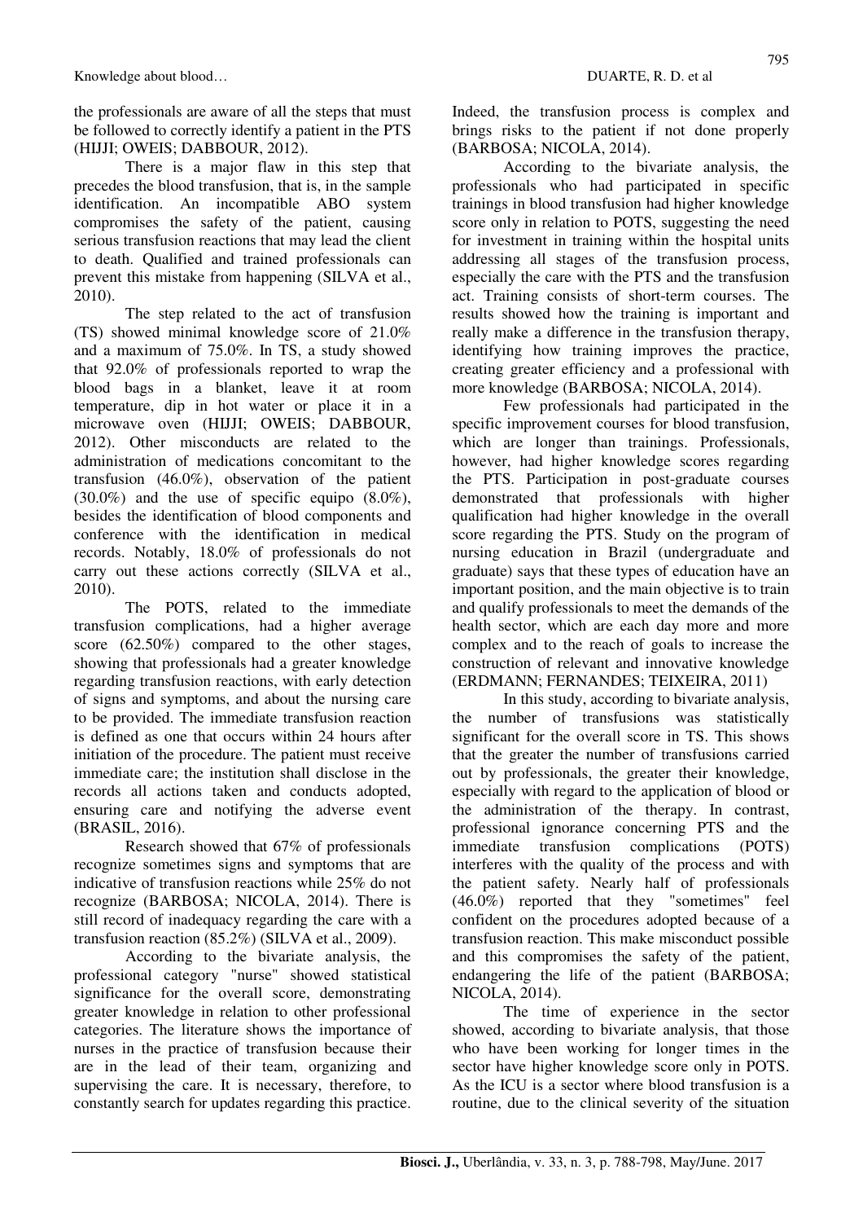the professionals are aware of all the steps that must be followed to correctly identify a patient in the PTS (HIJJI; OWEIS; DABBOUR, 2012).

There is a major flaw in this step that precedes the blood transfusion, that is, in the sample identification. An incompatible ABO system compromises the safety of the patient, causing serious transfusion reactions that may lead the client to death. Qualified and trained professionals can prevent this mistake from happening (SILVA et al., 2010).

The step related to the act of transfusion (TS) showed minimal knowledge score of 21.0% and a maximum of 75.0%. In TS, a study showed that 92.0% of professionals reported to wrap the blood bags in a blanket, leave it at room temperature, dip in hot water or place it in a microwave oven (HIJJI; OWEIS; DABBOUR, 2012). Other misconducts are related to the administration of medications concomitant to the transfusion (46.0%), observation of the patient (30.0%) and the use of specific equipo (8.0%), besides the identification of blood components and conference with the identification in medical records. Notably, 18.0% of professionals do not carry out these actions correctly (SILVA et al., 2010).

The POTS, related to the immediate transfusion complications, had a higher average score (62.50%) compared to the other stages, showing that professionals had a greater knowledge regarding transfusion reactions, with early detection of signs and symptoms, and about the nursing care to be provided. The immediate transfusion reaction is defined as one that occurs within 24 hours after initiation of the procedure. The patient must receive immediate care; the institution shall disclose in the records all actions taken and conducts adopted, ensuring care and notifying the adverse event (BRASIL, 2016).

Research showed that 67% of professionals recognize sometimes signs and symptoms that are indicative of transfusion reactions while 25% do not recognize (BARBOSA; NICOLA, 2014). There is still record of inadequacy regarding the care with a transfusion reaction (85.2%) (SILVA et al., 2009).

According to the bivariate analysis, the professional category "nurse" showed statistical significance for the overall score, demonstrating greater knowledge in relation to other professional categories. The literature shows the importance of nurses in the practice of transfusion because their are in the lead of their team, organizing and supervising the care. It is necessary, therefore, to constantly search for updates regarding this practice. Indeed, the transfusion process is complex and brings risks to the patient if not done properly (BARBOSA; NICOLA, 2014).

According to the bivariate analysis, the professionals who had participated in specific trainings in blood transfusion had higher knowledge score only in relation to POTS, suggesting the need for investment in training within the hospital units addressing all stages of the transfusion process, especially the care with the PTS and the transfusion act. Training consists of short-term courses. The results showed how the training is important and really make a difference in the transfusion therapy, identifying how training improves the practice, creating greater efficiency and a professional with more knowledge (BARBOSA; NICOLA, 2014).

Few professionals had participated in the specific improvement courses for blood transfusion, which are longer than trainings. Professionals, however, had higher knowledge scores regarding the PTS. Participation in post-graduate courses demonstrated that professionals with higher qualification had higher knowledge in the overall score regarding the PTS. Study on the program of nursing education in Brazil (undergraduate and graduate) says that these types of education have an important position, and the main objective is to train and qualify professionals to meet the demands of the health sector, which are each day more and more complex and to the reach of goals to increase the construction of relevant and innovative knowledge (ERDMANN; FERNANDES; TEIXEIRA, 2011)

In this study, according to bivariate analysis, the number of transfusions was statistically significant for the overall score in TS. This shows that the greater the number of transfusions carried out by professionals, the greater their knowledge, especially with regard to the application of blood or the administration of the therapy. In contrast, professional ignorance concerning PTS and the immediate transfusion complications (POTS) interferes with the quality of the process and with the patient safety. Nearly half of professionals (46.0%) reported that they "sometimes" feel confident on the procedures adopted because of a transfusion reaction. This make misconduct possible and this compromises the safety of the patient, endangering the life of the patient (BARBOSA; NICOLA, 2014).

The time of experience in the sector showed, according to bivariate analysis, that those who have been working for longer times in the sector have higher knowledge score only in POTS. As the ICU is a sector where blood transfusion is a routine, due to the clinical severity of the situation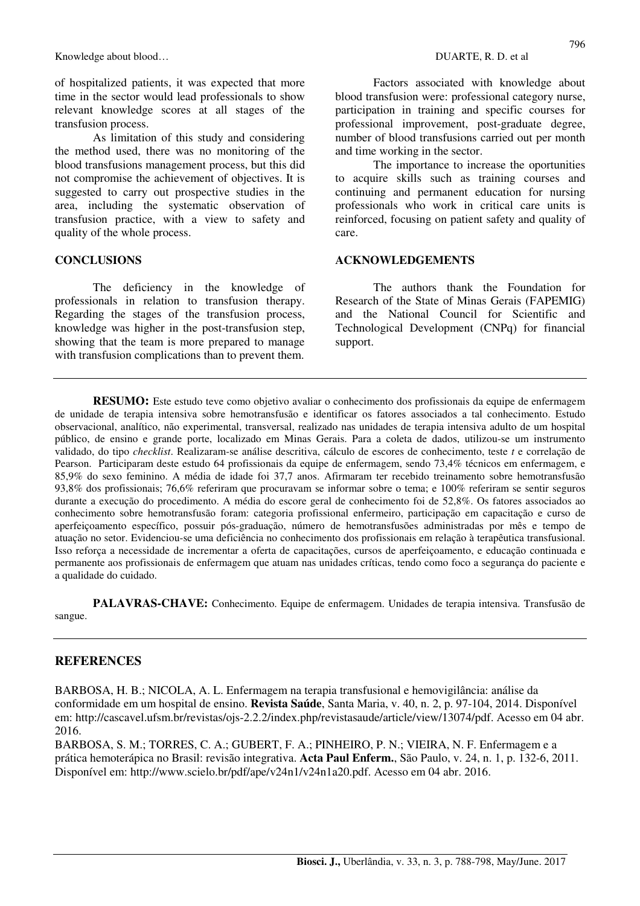of hospitalized patients, it was expected that more time in the sector would lead professionals to show relevant knowledge scores at all stages of the transfusion process.

As limitation of this study and considering the method used, there was no monitoring of the blood transfusions management process, but this did not compromise the achievement of objectives. It is suggested to carry out prospective studies in the area, including the systematic observation of transfusion practice, with a view to safety and quality of the whole process.

## CONCLUSIONS

The deficiency in the knowledge of professionals in relation to transfusion therapy. Regarding the stages of the transfusion process, knowledge was higher in the post-transfusion step, showing that the team is more prepared to manage with transfusion complications than to prevent them.

Factors associated with knowledge about blood transfusion were: professional category nurse, participation in training and specific courses for professional improvement, post-graduate degree, number of blood transfusions carried out per month and time working in the sector.

The importance to increase the oportunities to acquire skills such as training courses and continuing and permanent education for nursing professionals who work in critical care units is reinforced, focusing on patient safety and quality of care.

## ACKNOWLEDGEMENTS

The authors thank the Foundation for Research of the State of Minas Gerais (FAPEMIG) and the National Council for Scientific and Technological Development (CNPq) for financial support.

---

**RESUMO:** Este estudo teve como objetivo avaliar o conhecimento dos profissionais da equipe de enfermagem de unidade de terapia intensiva sobre hemotransfusão e identificar os fatores associados a tal conhecimento. Estudo observacional, analítico, não experimental, transversal, realizado nas unidades de terapia intensiva adulto de um hospital público, de ensino e grande porte, localizado em Minas Gerais. Para a coleta de dados, utilizou-se um instrumento validado, do tipo *checklist*. Realizaram-se análise descritiva, cálculo de escores de conhecimento, teste *t* e correlação de Pearson. Participaram deste estudo 64 profissionais da equipe de enfermagem, sendo 73,4% técnicos em enfermagem, e 85,9% do sexo feminino. A média de idade foi 37,7 anos. Afirmaram ter recebido treinamento sobre hemotransfusão 93,8% dos profissionais; 76,6% referiram que procuravam se informar sobre o tema; e 100% referiram se sentir seguros durante a execução do procedimento. A média do escore geral de conhecimento foi de 52,8%. Os fatores associados ao conhecimento sobre hemotransfusão foram: categoria profissional enfermeiro, participação em capacitação e curso de aperfeiçoamento específico, possuir pós-graduação, número de hemotransfusões administradas por mês e tempo de atuação no setor. Evidenciou-se uma deficiência no conhecimento dos profissionais em relação à terapêutica transfusional. Isso reforça a necessidade de incrementar a oferta de capacitações, cursos de aperfeiçoamento, e educação continuada e permanente aos profissionais de enfermagem que atuam nas unidades críticas, tendo como foco a segurança do paciente e a qualidade do cuidado.

**PALAVRAS-CHAVE:** Conhecimento. Equipe de enfermagem. Unidades de terapia intensiva. Transfusão de sangue.

---

## REFERENCES

BARBOSA, H. B.; NICOLA, A. L. Enfermagem na terapia transfusional e hemovigilância: análise da conformidade em um hospital de ensino. **Revista Saúde**, Santa Maria, v. 40, n. 2, p. 97-104, 2014. Disponível em: http://cascavel.ufsm.br/revistas/ojs-2.2.2/index.php/revistasaude/article/view/13074/pdf. Acesso em 04 abr. 2016.

BARBOSA, S. M.; TORRES, C. A.; GUBERT, F. A.; PINHEIRO, P. N.; VIEIRA, N. F. Enfermagem e a prática hemoterápica no Brasil: revisão integrativa. **Acta Paul Enferm.**, São Paulo, v. 24, n. 1, p. 132-6, 2011. Disponível em: http://www.scielo.br/pdf/ape/v24n1/v24n1a20.pdf. Acesso em 04 abr. 2016.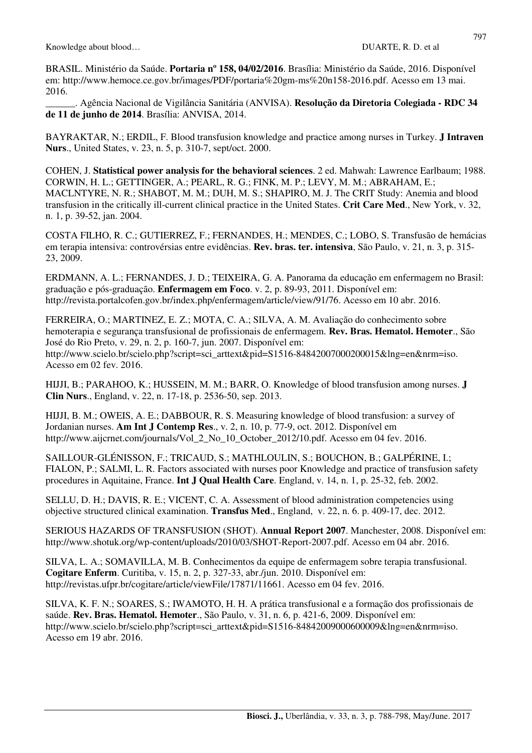BRASIL. Ministério da Saúde. **Portaria nº 158, 04/02/2016**. Brasília: Ministério da Saúde, 2016. Disponível em: http://www.hemoce.ce.gov.br/images/PDF/portaria%20gm-ms%20n158-2016.pdf. Acesso em 13 mai. 2016.

______. Agência Nacional de Vigilância Sanitária (ANVISA). **Resolução da Diretoria Colegiada - RDC 34 de 11 de junho de 2014**. Brasília: ANVISA, 2014.

BAYRAKTAR, N.; ERDIL, F. Blood transfusion knowledge and practice among nurses in Turkey. **J Intraven Nurs**., United States, v. 23, n. 5, p. 310-7, sept/oct. 2000.

COHEN, J. **Statistical power analysis for the behavioral sciences**. 2 ed. Mahwah: Lawrence Earlbaum; 1988.

CORWIN, H. L.; GETTINGER, A.; PEARL, R. G.; FINK, M. P.; LEVY, M. M.; ABRAHAM, E.; MACLNTYRE, N. R.; SHABOT, M. M.; DUH, M. S.; SHAPIRO, M. J. The CRIT Study: Anemia and blood transfusion in the critically ill-current clinical practice in the United States. **Crit Care Med**., New York, v. 32, n. 1, p. 39-52, jan. 2004.

COSTA FILHO, R. C.; GUTIERREZ, F.; FERNANDES, H.; MENDES, C.; LOBO, S. Transfusão de hemácias em terapia intensiva: controvérsias entre evidências. **Rev. bras. ter. intensiva**, São Paulo, v. 21, n. 3, p. 315-23, 2009.

ERDMANN, A. L.; FERNANDES, J. D.; TEIXEIRA, G. A. Panorama da educação em enfermagem no Brasil: graduação e pós-graduação. **Enfermagem em Foco**. v. 2, p. 89-93, 2011. Disponível em: http://revista.portalcofen.gov.br/index.php/enfermagem/article/view/91/76. Acesso em 10 abr. 2016.

FERREIRA, O.; MARTINEZ, E. Z.; MOTA, C. A.; SILVA, A. M. Avaliação do conhecimento sobre hemoterapia e segurança transfusional de profissionais de enfermagem. **Rev. Bras. Hematol. Hemoter**., São José do Rio Preto, v. 29, n. 2, p. 160-7, jun. 2007. Disponível em: http://www.scielo.br/scielo.php?script=sci_arttext&pid=S1516-84842007000200015&lng=en&nrm=iso. Acesso em 02 fev. 2016.

HIJJI, B.; PARAHOO, K.; HUSSEIN, M. M.; BARR, O. Knowledge of blood transfusion among nurses. **J Clin Nurs**., England, v. 22, n. 17-18, p. 2536-50, sep. 2013.

HIJJI, B. M.; OWEIS, A. E.; DABBOUR, R. S. Measuring knowledge of blood transfusion: a survey of Jordanian nurses. **Am Int J Contemp Res**., v. 2, n. 10, p. 77-9, oct. 2012. Disponível em http://www.aijcrnet.com/journals/Vol_2_No_10_October_2012/10.pdf. Acesso em 04 fev. 2016.

SAILLOUR-GLÉNISSON, F.; TRICAUD, S.; MATHLOULIN, S.; BOUCHON, B.; GALPÉRINE, I.; FIALON, P.; SALMI, L. R. Factors associated with nurses poor Knowledge and practice of transfusion safety procedures in Aquitaine, France. **Int J Qual Health Care**. England, v. 14, n. 1, p. 25-32, feb. 2002.

SELLU, D. H.; DAVIS, R. E.; VICENT, C. A. Assessment of blood administration competencies using objective structured clinical examination. **Transfus Med**., England, v. 22, n. 6. p. 409-17, dec. 2012.

SERIOUS HAZARDS OF TRANSFUSION (SHOT). **Annual Report 2007**. Manchester, 2008. Disponível em: http://www.shotuk.org/wp-content/uploads/2010/03/SHOT-Report-2007.pdf. Acesso em 04 abr. 2016.

SILVA, L. A.; SOMAVILLA, M. B. Conhecimentos da equipe de enfermagem sobre terapia transfusional. **Cogitare Enferm**. Curitiba, v. 15, n. 2, p. 327-33, abr./jun. 2010. Disponível em: http://revistas.ufpr.br/cogitare/article/viewFile/17871/11661. Acesso em 04 fev. 2016.

SILVA, K. F. N.; SOARES, S.; IWAMOTO, H. H. A prática transfusional e a formação dos profissionais de saúde. **Rev. Bras. Hematol. Hemoter**., São Paulo, v. 31, n. 6, p. 421-6, 2009. Disponível em: http://www.scielo.br/scielo.php?script=sci_arttext&pid=S1516-84842009000600009&lng=en&nrm=iso. Acesso em 19 abr. 2016.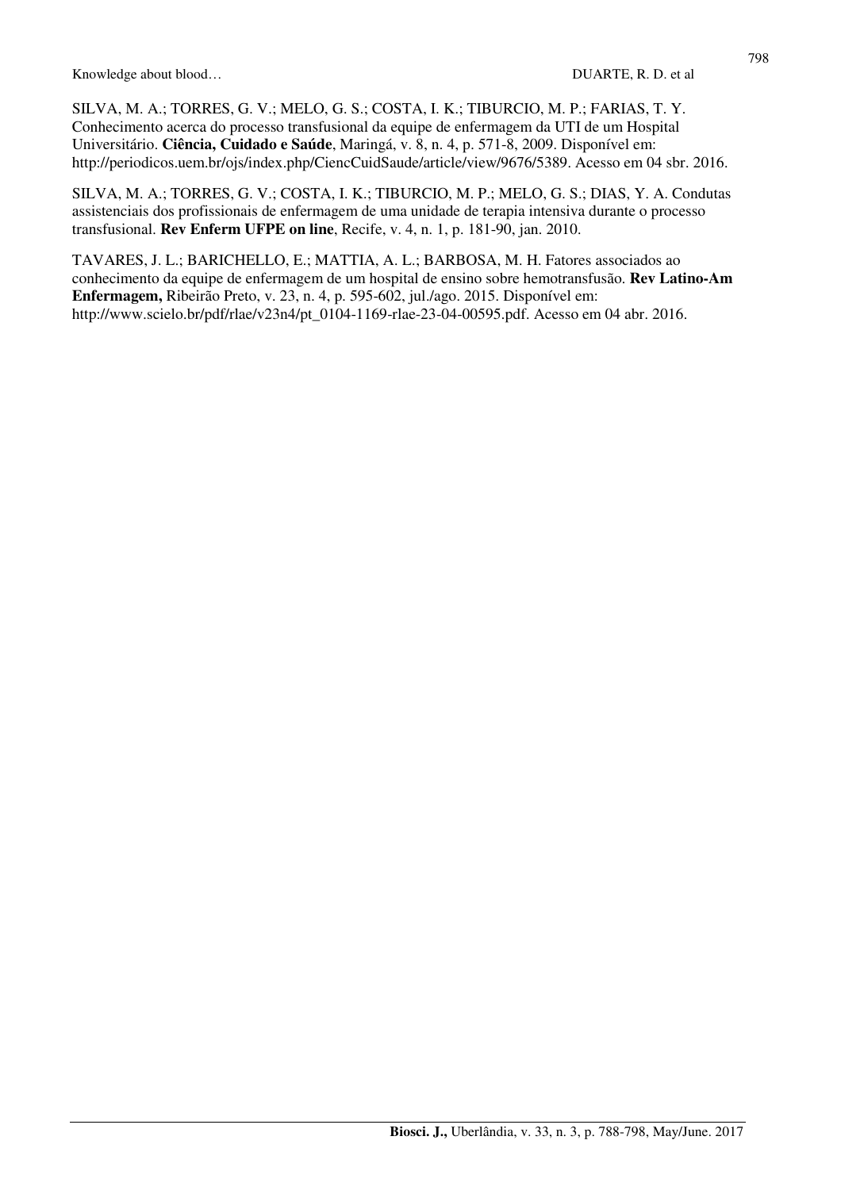SILVA, M. A.; TORRES, G. V.; MELO, G. S.; COSTA, I. K.; TIBURCIO, M. P.; FARIAS, T. Y. Conhecimento acerca do processo transfusional da equipe de enfermagem da UTI de um Hospital Universitário. **Ciência, Cuidado e Saúde**, Maringá, v. 8, n. 4, p. 571-8, 2009. Disponível em: http://periodicos.uem.br/ojs/index.php/CiencCuidSaude/article/view/9676/5389. Acesso em 04 sbr. 2016.

SILVA, M. A.; TORRES, G. V.; COSTA, I. K.; TIBURCIO, M. P.; MELO, G. S.; DIAS, Y. A. Condutas assistenciais dos profissionais de enfermagem de uma unidade de terapia intensiva durante o processo transfusional. **Rev Enferm UFPE on line**, Recife, v. 4, n. 1, p. 181-90, jan. 2010.

TAVARES, J. L.; BARICHELLO, E.; MATTIA, A. L.; BARBOSA, M. H. Fatores associados ao conhecimento da equipe de enfermagem de um hospital de ensino sobre hemotransfusão. **Rev Latino-Am Enfermagem,** Ribeirão Preto, v. 23, n. 4, p. 595-602, jul./ago. 2015. Disponível em: http://www.scielo.br/pdf/rlae/v23n4/pt_0104-1169-rlae-23-04-00595.pdf. Acesso em 04 abr. 2016.